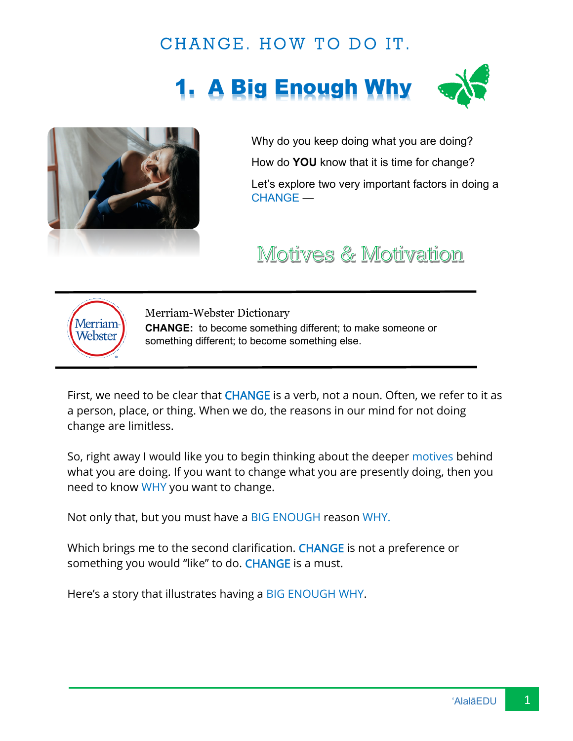CHANGE. HOW TO DO IT.

# 1. A Big Enough Why

Why do you keep doing what you are doing?

How do **YOU** know that it is time for change?

Let's explore two very important factors in doing a CHANGE —

## Motives & Motivation

---

Merriam-Webster Dictionary

**CHANGE:** to become something different; to make someone or something different; to become something else.

---

First, we need to be clear that CHANGE is a verb, not a noun. Often, we refer to it as a person, place, or thing. When we do, the reasons in our mind for not doing change are limitless.

So, right away I would like you to begin thinking about the deeper motives behind what you are doing. If you want to change what you are presently doing, then you need to know WHY you want to change.

Not only that, but you must have a BIG ENOUGH reason WHY.

Which brings me to the second clarification. CHANGE is not a preference or something you would "like" to do. CHANGE is a must.

Here's a story that illustrates having a BIG ENOUGH WHY.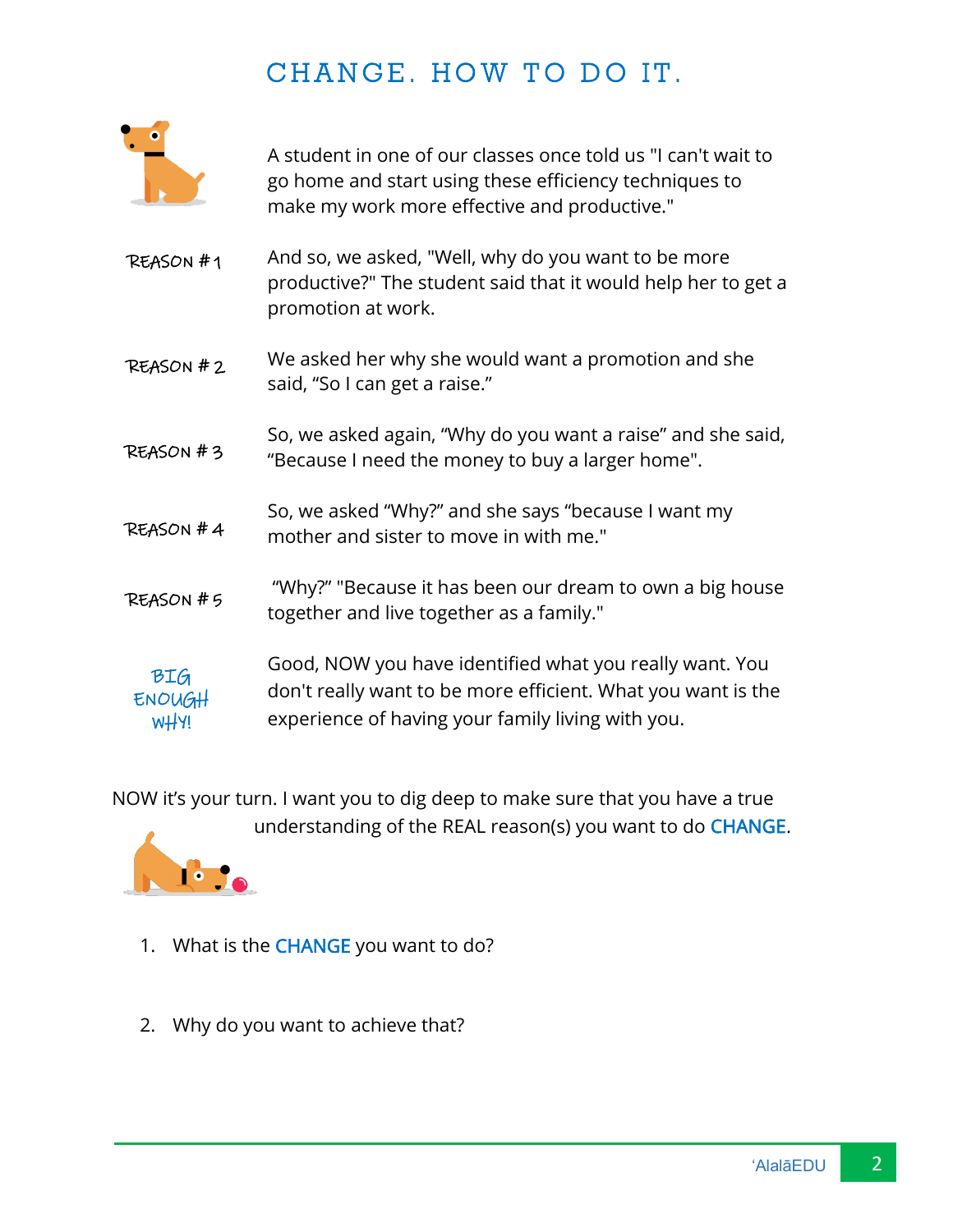# CHANGE. HOW TO DO IT.

A student in one of our classes once told us "I can't wait to go home and start using these efficiency techniques to make my work more effective and productive."

**REASON #1** And so, we asked, "Well, why do you want to be more productive?" The student said that it would help her to get a promotion at work.

**REASON #2** We asked her why she would want a promotion and she said, "So I can get a raise."

**REASON #3** So, we asked again, "Why do you want a raise" and she said, "Because I need the money to buy a larger home".

**REASON #4** So, we asked "Why?" and she says "because I want my mother and sister to move in with me."

**REASON #5** "Why?" "Because it has been our dream to own a big house together and live together as a family."

**BIG ENOUGH WHY!** Good, NOW you have identified what you really want. You don't really want to be more efficient. What you want is the experience of having your family living with you.

NOW it's your turn. I want you to dig deep to make sure that you have a true understanding of the REAL reason(s) you want to do CHANGE.

1. What is the CHANGE you want to do?

2. Why do you want to achieve that?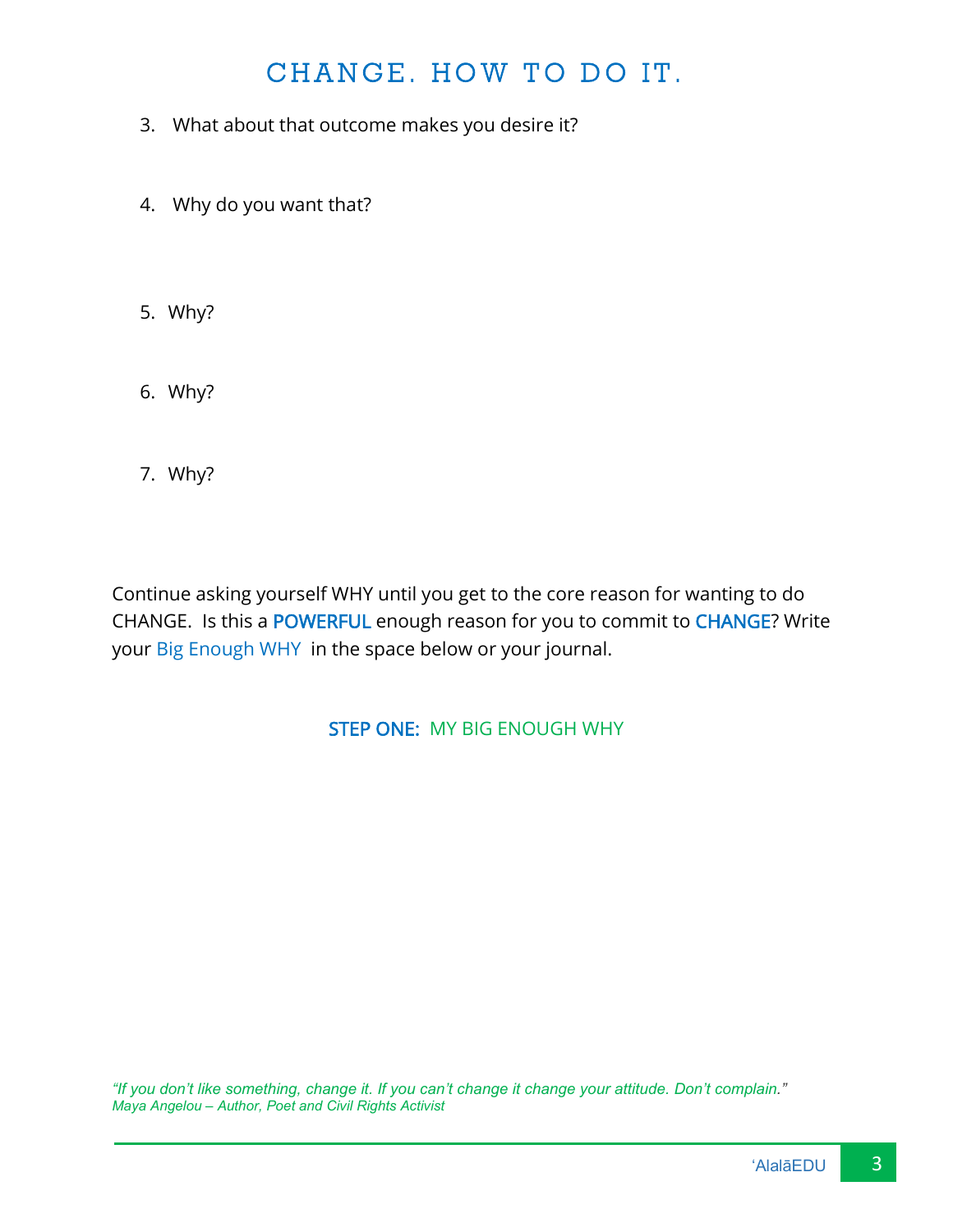# CHANGE. HOW TO DO IT.

3. What about that outcome makes you desire it?

4. Why do you want that?

5. Why?

6. Why?

7. Why?

Continue asking yourself WHY until you get to the core reason for wanting to do CHANGE. Is this a POWERFUL enough reason for you to commit to CHANGE? Write your Big Enough WHY in the space below or your journal.

STEP ONE: MY BIG ENOUGH WHY

*"If you don't like something, change it. If you can't change it change your attitude. Don't complain."*
*Maya Angelou – Author, Poet and Civil Rights Activist*